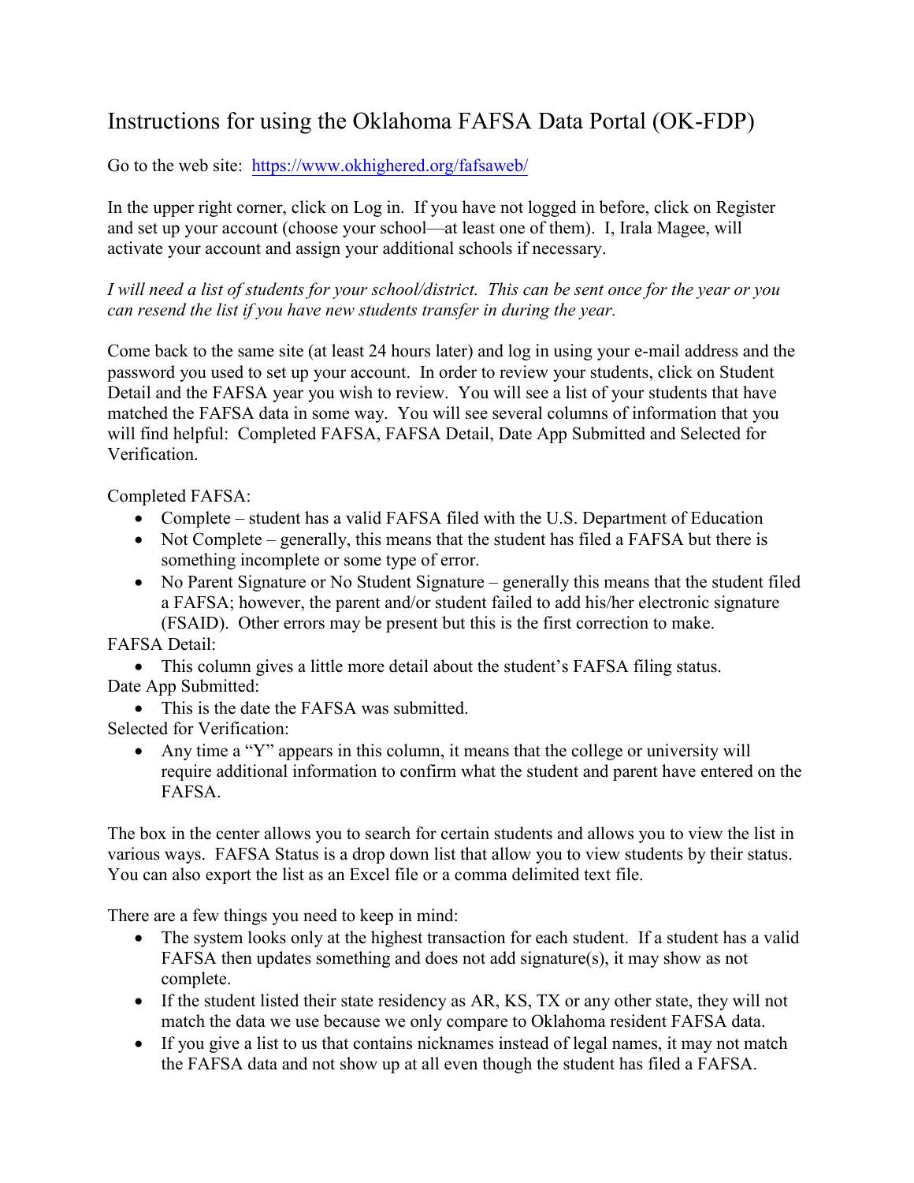# Instructions for using the Oklahoma FAFSA Data Portal (OK-FDP)

Go to the web site: [https://www.okhighered.org/fafsaweb/](https://www.okhighered.org/fafsaweb/)

In the upper right corner, click on Log in. If you have not logged in before, click on Register and set up your account (choose your school—at least one of them). I, Irala Magee, will activate your account and assign your additional schools if necessary.

*I will need a list of students for your school/district. This can be sent once for the year or you can resend the list if you have new students transfer in during the year.*

Come back to the same site (at least 24 hours later) and log in using your e-mail address and the password you used to set up your account. In order to review your students, click on Student Detail and the FAFSA year you wish to review. You will see a list of your students that have matched the FAFSA data in some way. You will see several columns of information that you will find helpful: Completed FAFSA, FAFSA Detail, Date App Submitted and Selected for Verification.

Completed FAFSA:

- Complete – student has a valid FAFSA filed with the U.S. Department of Education
- Not Complete – generally, this means that the student has filed a FAFSA but there is something incomplete or some type of error.
- No Parent Signature or No Student Signature – generally this means that the student filed a FAFSA; however, the parent and/or student failed to add his/her electronic signature (FSAID). Other errors may be present but this is the first correction to make.

FAFSA Detail:

- This column gives a little more detail about the student's FAFSA filing status.

Date App Submitted:

- This is the date the FAFSA was submitted.

Selected for Verification:

- Any time a "Y" appears in this column, it means that the college or university will require additional information to confirm what the student and parent have entered on the FAFSA.

The box in the center allows you to search for certain students and allows you to view the list in various ways. FAFSA Status is a drop down list that allow you to view students by their status. You can also export the list as an Excel file or a comma delimited text file.

There are a few things you need to keep in mind:

- The system looks only at the highest transaction for each student. If a student has a valid FAFSA then updates something and does not add signature(s), it may show as not complete.
- If the student listed their state residency as AR, KS, TX or any other state, they will not match the data we use because we only compare to Oklahoma resident FAFSA data.
- If you give a list to us that contains nicknames instead of legal names, it may not match the FAFSA data and not show up at all even though the student has filed a FAFSA.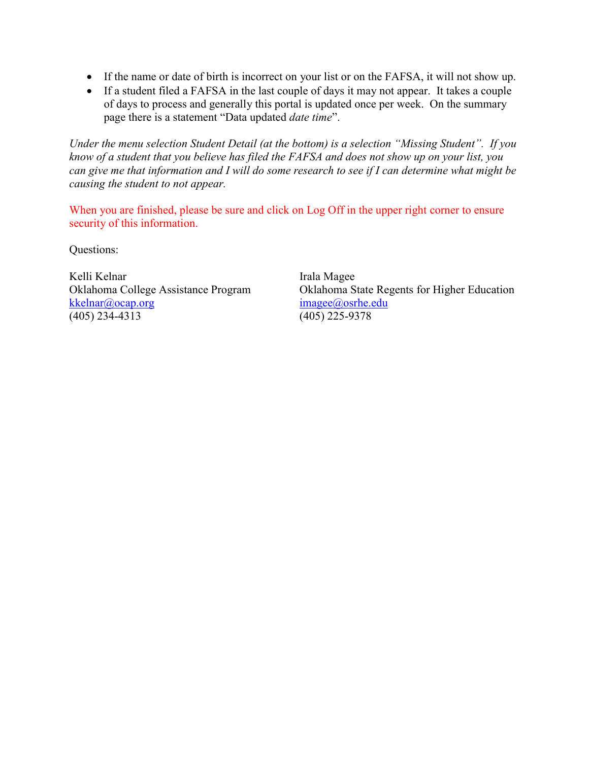- If the name or date of birth is incorrect on your list or on the FAFSA, it will not show up.
- If a student filed a FAFSA in the last couple of days it may not appear. It takes a couple of days to process and generally this portal is updated once per week. On the summary page there is a statement "Data updated *date time*".

*Under the menu selection Student Detail (at the bottom) is a selection "Missing Student". If you know of a student that you believe has filed the FAFSA and does not show up on your list, you can give me that information and I will do some research to see if I can determine what might be causing the student to not appear.*

When you are finished, please be sure and click on Log Off in the upper right corner to ensure security of this information.

Questions:

Kelli Kelnar
Oklahoma College Assistance Program
kkelnar@ocap.org
(405) 234-4313

Irala Magee
Oklahoma State Regents for Higher Education
imagee@osrhe.edu
(405) 225-9378